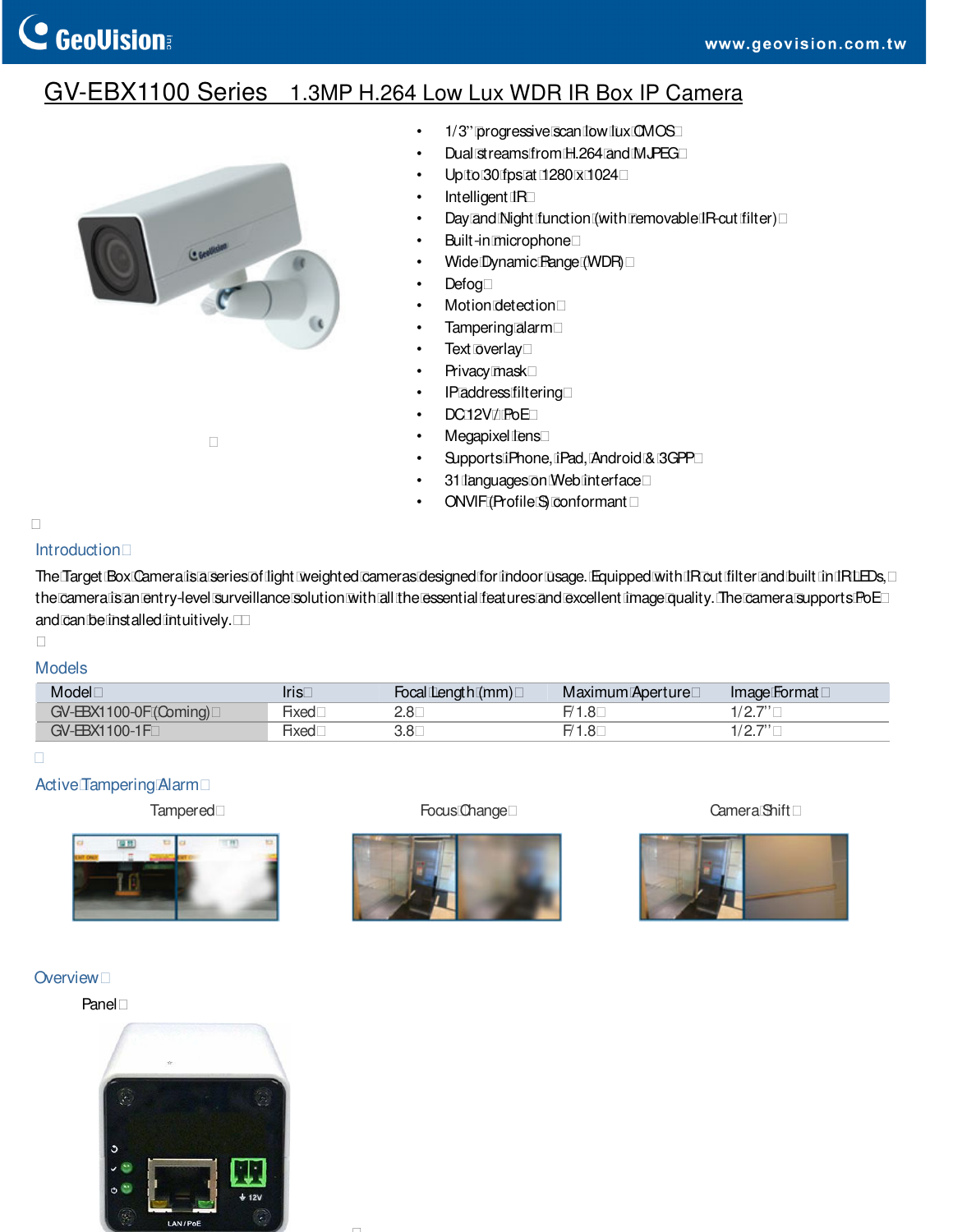# GV-EBX1100 Series 1.3MP H.264 Low Lux WDR IR Box IP Camera

- 1/3" progressive scan low lux CMOS
- Dual streams from H.264 and MJPEG
- Up to 30 fps at 1280 x 1024
- Intelligent IR
- Day and Night function (with removable IR-cut filter)
- Built-in microphone
- Wide Dynamic Range (WDR)
- Defog
- Motion detection
- Tampering alarm
- Text overlay
- Privacy mask
- IP address filtering
- DC 12V / PoE
- Megapixel lens
- Supports iPhone, iPad, Android & 3GPP
- 31 languages on Web interface
- ONVIF (Profile S) conformant

## Introduction

The Target Box Camera is a series of light weighted cameras designed for indoor usage. Equipped with IR cut filter and built in IR LEDs, the camera is an entry-level surveillance solution with all the essential features and excellent image quality. The camera supports PoE and can be installed intuitively.

## Models

| Model | Iris | Focal Length (mm) | Maximum Aperture | Image Format |
|---|---|---|---|---|
| GV-EBX1100-0F (Coming) | Fixed | 2.8 | F/1.8 | 1/2.7" |
| GV-EBX1100-1F | Fixed | 3.8 | F/1.8 | 1/2.7" |

## Active Tampering Alarm

Tampered

Focus Change

Camera Shift

## Overview

Panel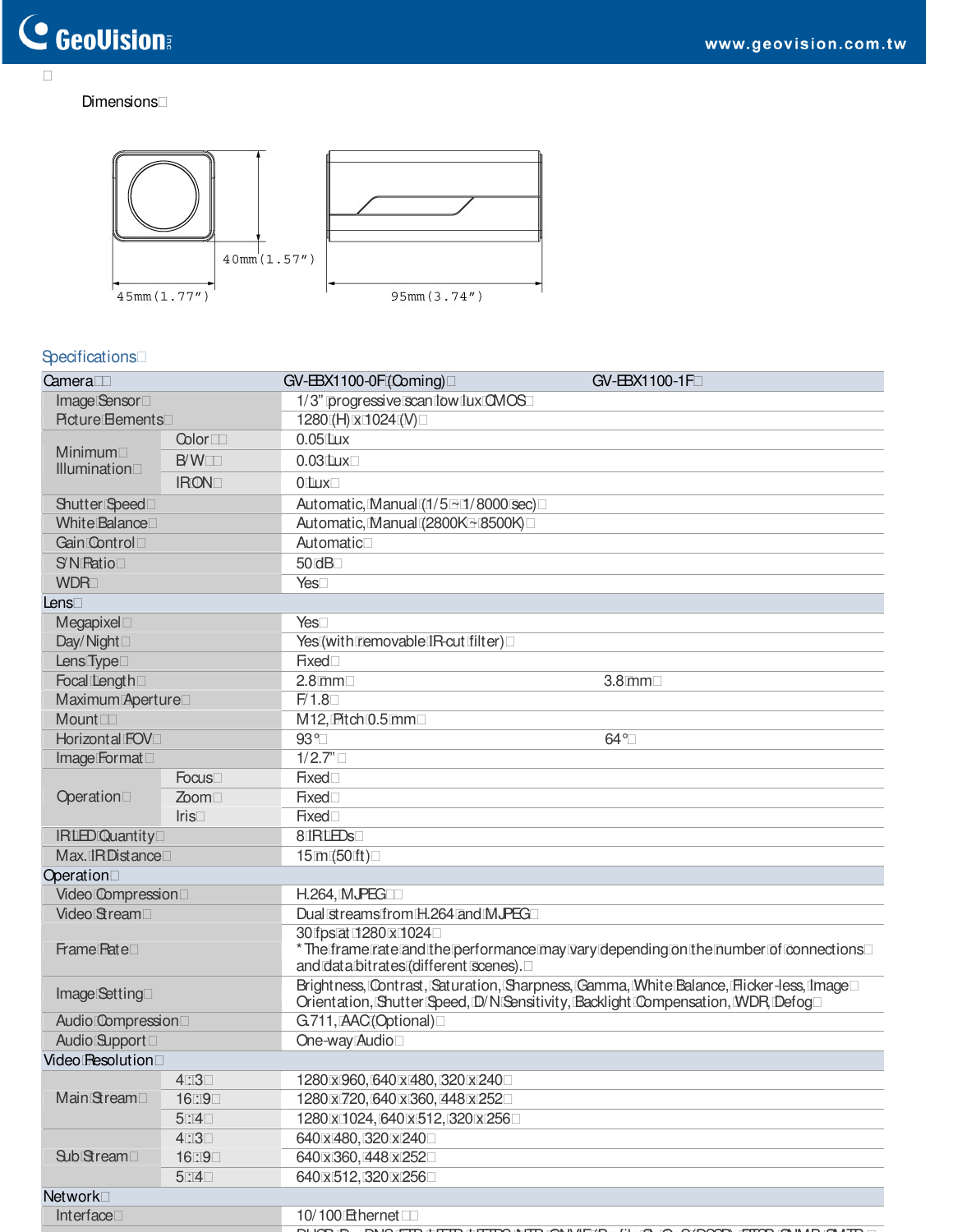Dimensions

45mm (1.77")

40mm (1.57")

95mm (3.74")

## Specifications

| Camera | | GV-EBX1100-0F (Coming) | GV-EBX1100-1F |
|---|---|---|---|
| Image Sensor | | 1/3" progressive scan low lux CMOS | |
| Picture Elements | | 1280 (H) x 1024 (V) | |
| Minimum Illumination | Color | 0.05 Lux | |
| | B/W | 0.03 Lux | |
| | IR ON | 0 Lux | |
| Shutter Speed | | Automatic, Manual (1/5 ~ 1/8000 sec) | |
| White Balance | | Automatic, Manual (2800K ~ 8500K) | |
| Gain Control | | Automatic | |
| S/N Ratio | | 50 dB | |
| WDR | | Yes | |
| **Lens** | | | |
| Megapixel | | Yes | |
| Day/Night | | Yes (with removable IR-cut filter) | |
| Lens Type | | Fixed | |
| Focal Length | | 2.8 mm | 3.8 mm |
| Maximum Aperture | | F/1.8 | |
| Mount | | M12, Pitch 0.5 mm | |
| Horizontal FOV | | 93° | 64° |
| Image Format | | 1/2.7" | |
| Operation | Focus | Fixed | |
| | Zoom | Fixed | |
| | Iris | Fixed | |
| IR LED Quantity | | 8 IR LEDs | |
| Max. IR Distance | | 15 m (50 ft) | |
| **Operation** | | | |
| Video Compression | | H.264, MJPEG | |
| Video Stream | | Dual streams from H.264 and MJPEG | |
| Frame Rate | | 30 fps at 1280 x 1024<br>* The frame rate and the performance may vary depending on the number of connections and data bitrates (different scenes). | |
| Image Setting | | Brightness, Contrast, Saturation, Sharpness, Gamma, White Balance, Flicker-less, Image Orientation, Shutter Speed, D/N Sensitivity, Backlight Compensation, WDR, Defog | |
| Audio Compression | | G.711, AAC (Optional) | |
| Audio Support | | One-way Audio | |
| **Video Resolution** | | | |
| Main Stream | 4 : 3 | 1280 x 960, 640 x 480, 320 x 240 | |
| | 16 : 9 | 1280 x 720, 640 x 360, 448 x 252 | |
| | 5 : 4 | 1280 x 1024, 640 x 512, 320 x 256 | |
| Sub Stream | 4 : 3 | 640 x 480, 320 x 240 | |
| | 16 : 9 | 640 x 360, 448 x 252 | |
| | 5 : 4 | 640 x 512, 320 x 256 | |
| **Network** | | | |
| Interface | | 10/100 Ethernet | |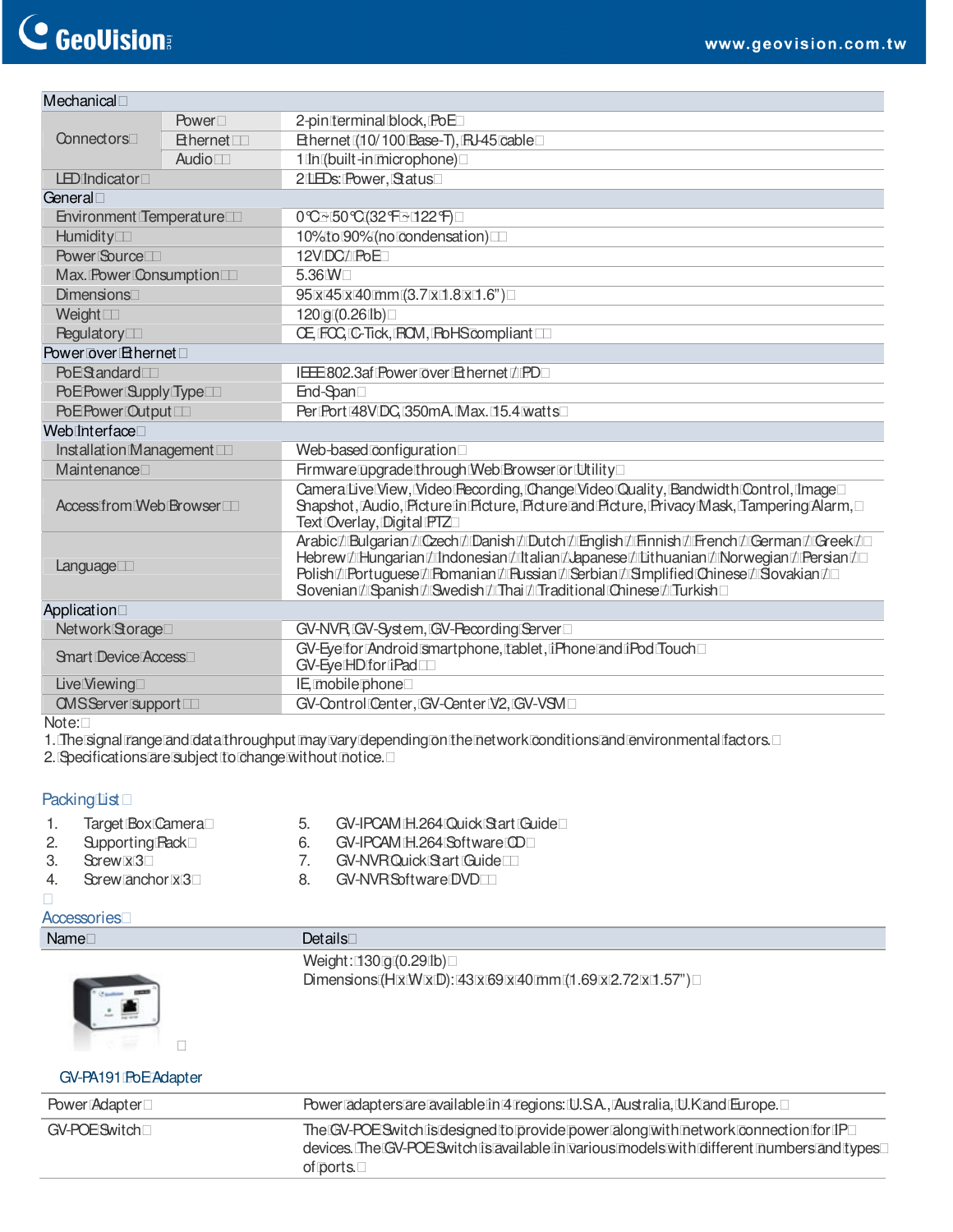| | | |
|---|---|---|
| **Mechanical** | | |
| Connectors | Power | 2-pin terminal block, PoE |
| | Ethernet | Ethernet (10/100 Base-T), RJ-45 cable |
| | Audio | 1 In (built-in microphone) |
| LED Indicator | | 2 LEDs: Power, Status |
| **General** | | |
| Environment Temperature | | 0°C ~ 50°C (32°F ~ 122°F) |
| Humidity | | 10% to 90% (no condensation) |
| Power Source | | 12V DC / PoE |
| Max. Power Consumption | | 5.36 W |
| Dimensions | | 95 x 45 x 40 mm (3.7 x 1.8 x 1.6") |
| Weight | | 120 g (0.26 lb) |
| Regulatory | | CE, FCC, C-Tick, RCM, RoHS compliant |
| **Power over Ethernet** | | |
| PoE Standard | | IEEE 802.3af Power over Ethernet / PD |
| PoE Power Supply Type | | End-Span |
| PoE Power Output | | Per Port 48V DC, 350mA. Max. 15.4 watts |
| **Web Interface** | | |
| Installation Management | | Web-based configuration |
| Maintenance | | Firmware upgrade through Web Browser or Utility |
| Access from Web Browser | | Camera Live View, Video Recording, Change Video Quality, Bandwidth Control, Image Snapshot, Audio, Picture in Picture, Picture and Picture, Privacy Mask, Tampering Alarm, Text Overlay, Digital PTZ |
| Language | | Arabic / Bulgarian / Czech / Danish / Dutch / English / Finnish / French / German / Greek / Hebrew / Hungarian / Indonesian / Italian / Japanese / Lithuanian / Norwegian / Persian / Polish / Portuguese / Romanian / Russian / Serbian / Simplified Chinese / Slovakian / Slovenian / Spanish / Swedish / Thai / Traditional Chinese / Turkish |
| **Application** | | |
| Network Storage | | GV-NVR, GV-System, GV-Recording Server |
| Smart Device Access | | GV-Eye for Android smartphone, tablet, iPhone and iPod Touch<br>GV-Eye HD for iPad |
| Live Viewing | | IE, mobile phone |
| CMS Server support | | GV-Control Center, GV-Center V2, GV-VSM |

Note:
1. The signal range and data throughput may vary depending on the network conditions and environmental factors.
2. Specifications are subject to change without notice.

## Packing List

1. Target Box Camera
2. Supporting Rack
3. Screw x 3
4. Screw anchor x 3
5. GV-IPCAM H.264 Quick Start Guide
6. GV-IPCAM H.264 Software CD
7. GV-NVR Quick Start Guide
8. GV-NVR Software DVD

## Accessories

| Name | Details |
|---|---|
| GV-PA191 PoE Adapter | Weight: 130 g (0.29 lb)<br>Dimensions (H x W x D): 43 x 69 x 40 mm (1.69 x 2.72 x 1.57") |
| Power Adapter | Power adapters are available in 4 regions: U.S.A., Australia, U.K and Europe. |
| GV-POE Switch | The GV-POE Switch is designed to provide power along with network connection for IP devices. The GV-POE Switch is available in various models with different numbers and types of ports. |